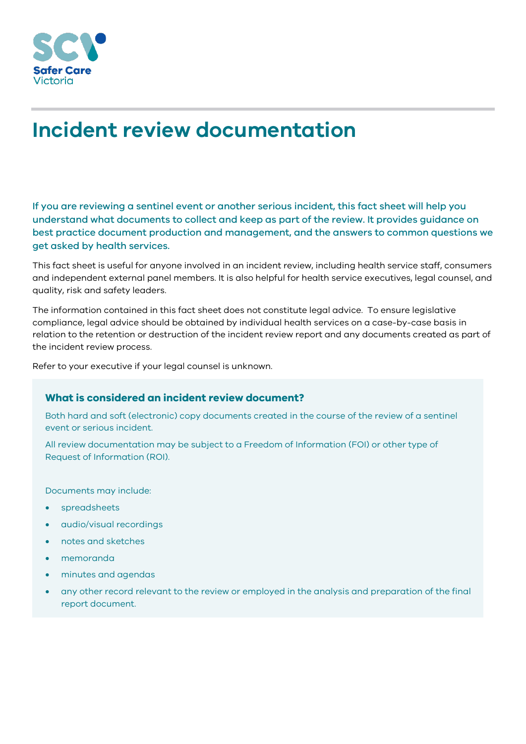Safer Care Victoria

# Incident review documentation

**If you are reviewing a sentinel event or another serious incident, this fact sheet will help you understand what documents to collect and keep as part of the review. It provides guidance on best practice document production and management, and the answers to common questions we get asked by health services.**

This fact sheet is useful for anyone involved in an incident review, including health service staff, consumers and independent external panel members. It is also helpful for health service executives, legal counsel, and quality, risk and safety leaders.

The information contained in this fact sheet does not constitute legal advice. To ensure legislative compliance, legal advice should be obtained by individual health services on a case-by-case basis in relation to the retention or destruction of the incident review report and any documents created as part of the incident review process.

Refer to your executive if your legal counsel is unknown.

### What is considered an incident review document?

Both hard and soft (electronic) copy documents created in the course of the review of a sentinel event or serious incident.

All review documentation may be subject to a Freedom of Information (FOI) or other type of Request of Information (ROI).

Documents may include:

- spreadsheets
- audio/visual recordings
- notes and sketches
- memoranda
- minutes and agendas
- any other record relevant to the review or employed in the analysis and preparation of the final report document.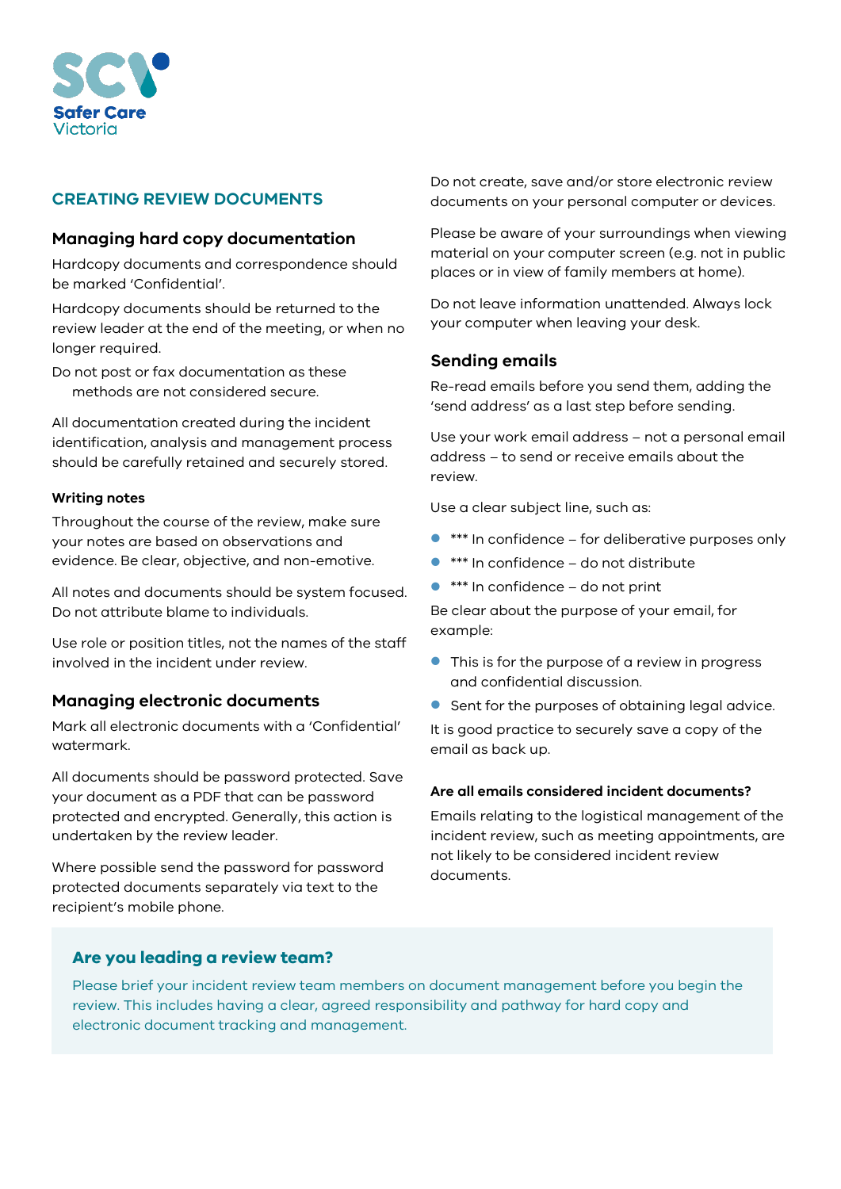## CREATING REVIEW DOCUMENTS

### Managing hard copy documentation

Hardcopy documents and correspondence should be marked 'Confidential'.

Hardcopy documents should be returned to the review leader at the end of the meeting, or when no longer required.

Do not post or fax documentation as these methods are not considered secure.

All documentation created during the incident identification, analysis and management process should be carefully retained and securely stored.

#### Writing notes

Throughout the course of the review, make sure your notes are based on observations and evidence. Be clear, objective, and non-emotive.

All notes and documents should be system focused. Do not attribute blame to individuals.

Use role or position titles, not the names of the staff involved in the incident under review.

### Managing electronic documents

Mark all electronic documents with a 'Confidential' watermark.

All documents should be password protected. Save your document as a PDF that can be password protected and encrypted. Generally, this action is undertaken by the review leader.

Where possible send the password for password protected documents separately via text to the recipient's mobile phone.

Do not create, save and/or store electronic review documents on your personal computer or devices.

Please be aware of your surroundings when viewing material on your computer screen (e.g. not in public places or in view of family members at home).

Do not leave information unattended. Always lock your computer when leaving your desk.

### Sending emails

Re-read emails before you send them, adding the 'send address' as a last step before sending.

Use your work email address – not a personal email address – to send or receive emails about the review.

Use a clear subject line, such as:

- *** In confidence – for deliberative purposes only
- *** In confidence – do not distribute
- *** In confidence – do not print

Be clear about the purpose of your email, for example:

- This is for the purpose of a review in progress and confidential discussion.
- Sent for the purposes of obtaining legal advice.

It is good practice to securely save a copy of the email as back up.

#### Are all emails considered incident documents?

Emails relating to the logistical management of the incident review, such as meeting appointments, are not likely to be considered incident review documents.

### Are you leading a review team?

Please brief your incident review team members on document management before you begin the review. This includes having a clear, agreed responsibility and pathway for hard copy and electronic document tracking and management.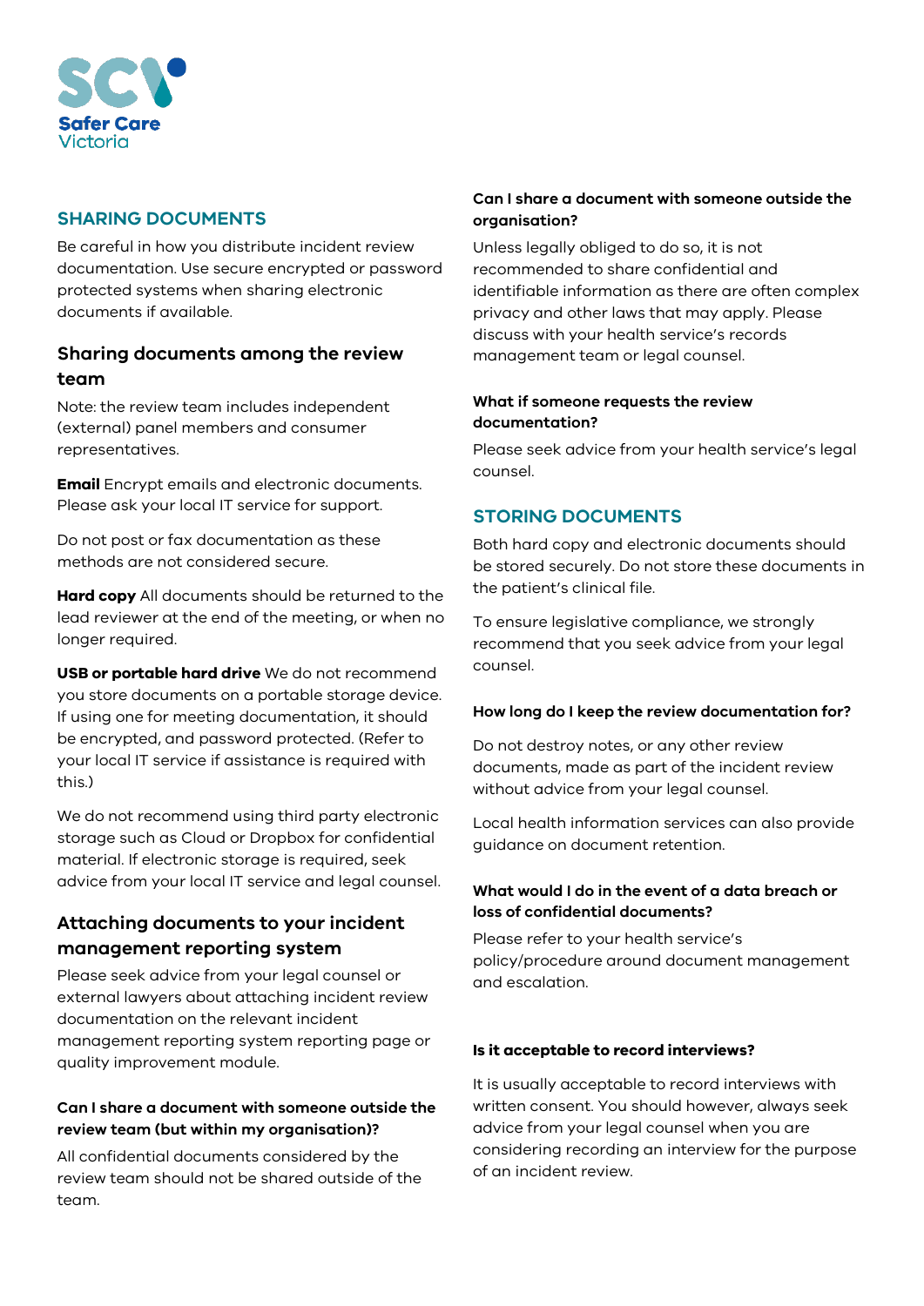## SHARING DOCUMENTS

Be careful in how you distribute incident review documentation. Use secure encrypted or password protected systems when sharing electronic documents if available.

### Sharing documents among the review team

Note: the review team includes independent (external) panel members and consumer representatives.

**Email** Encrypt emails and electronic documents. Please ask your local IT service for support.

Do not post or fax documentation as these methods are not considered secure.

**Hard copy** All documents should be returned to the lead reviewer at the end of the meeting, or when no longer required.

**USB or portable hard drive** We do not recommend you store documents on a portable storage device. If using one for meeting documentation, it should be encrypted, and password protected. (Refer to your local IT service if assistance is required with this.)

We do not recommend using third party electronic storage such as Cloud or Dropbox for confidential material. If electronic storage is required, seek advice from your local IT service and legal counsel.

### Attaching documents to your incident management reporting system

Please seek advice from your legal counsel or external lawyers about attaching incident review documentation on the relevant incident management reporting system reporting page or quality improvement module.

#### Can I share a document with someone outside the review team (but within my organisation)?

All confidential documents considered by the review team should not be shared outside of the team.

#### Can I share a document with someone outside the organisation?

Unless legally obliged to do so, it is not recommended to share confidential and identifiable information as there are often complex privacy and other laws that may apply. Please discuss with your health service's records management team or legal counsel.

#### What if someone requests the review documentation?

Please seek advice from your health service's legal counsel.

## STORING DOCUMENTS

Both hard copy and electronic documents should be stored securely. Do not store these documents in the patient's clinical file.

To ensure legislative compliance, we strongly recommend that you seek advice from your legal counsel.

#### How long do I keep the review documentation for?

Do not destroy notes, or any other review documents, made as part of the incident review without advice from your legal counsel.

Local health information services can also provide guidance on document retention.

#### What would I do in the event of a data breach or loss of confidential documents?

Please refer to your health service's policy/procedure around document management and escalation.

#### Is it acceptable to record interviews?

It is usually acceptable to record interviews with written consent. You should however, always seek advice from your legal counsel when you are considering recording an interview for the purpose of an incident review.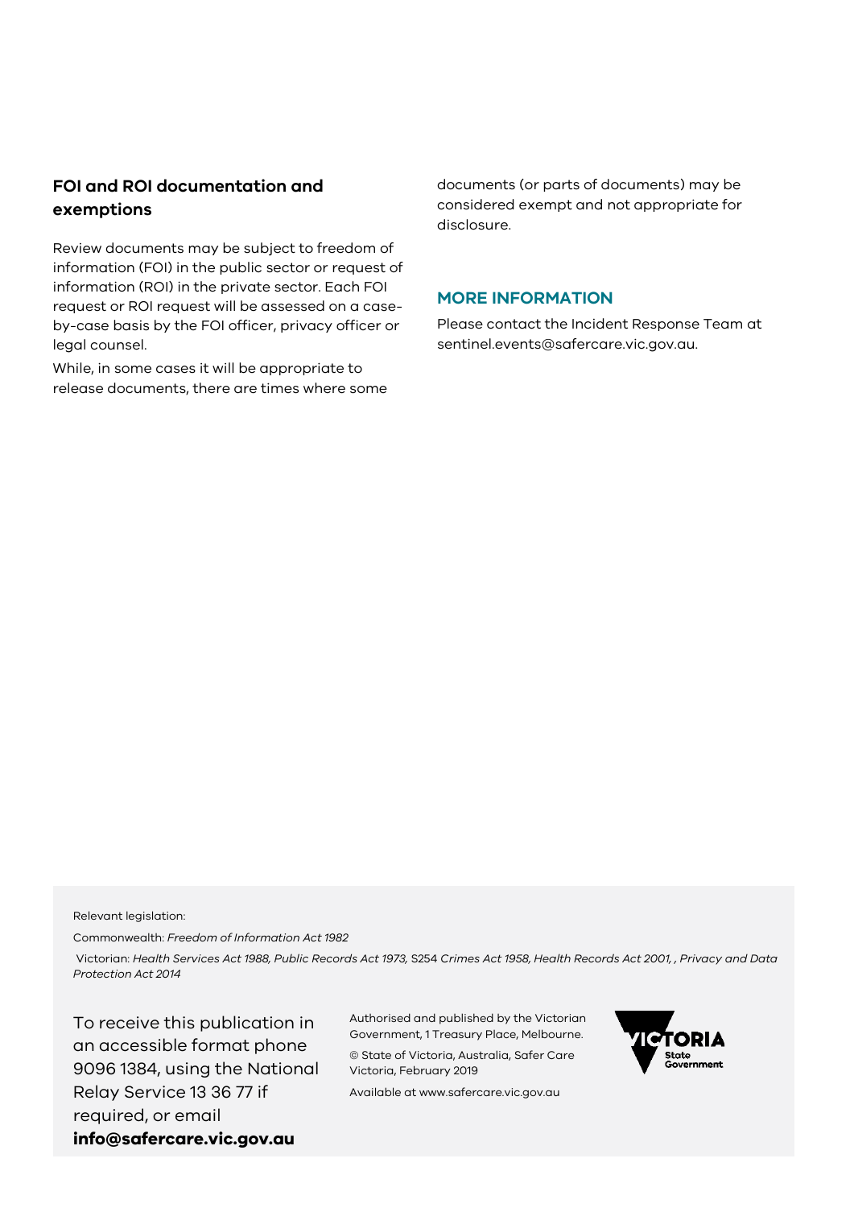## FOI and ROI documentation and exemptions

Review documents may be subject to freedom of information (FOI) in the public sector or request of information (ROI) in the private sector. Each FOI request or ROI request will be assessed on a case-by-case basis by the FOI officer, privacy officer or legal counsel.

While, in some cases it will be appropriate to release documents, there are times where some documents (or parts of documents) may be considered exempt and not appropriate for disclosure.

## MORE INFORMATION

Please contact the Incident Response Team at sentinel.events@safercare.vic.gov.au.

Relevant legislation:

Commonwealth: *Freedom of Information Act 1982*

Victorian: *Health Services Act 1988, Public Records Act 1973,* S254 *Crimes Act 1958, Health Records Act 2001, , Privacy and Data Protection Act 2014*

To receive this publication in an accessible format phone 9096 1384, using the National Relay Service 13 36 77 if required, or email **info@safercare.vic.gov.au**

Authorised and published by the Victorian Government, 1 Treasury Place, Melbourne.

© State of Victoria, Australia, Safer Care Victoria, February 2019

Available at www.safercare.vic.gov.au

VICTORIA State Government